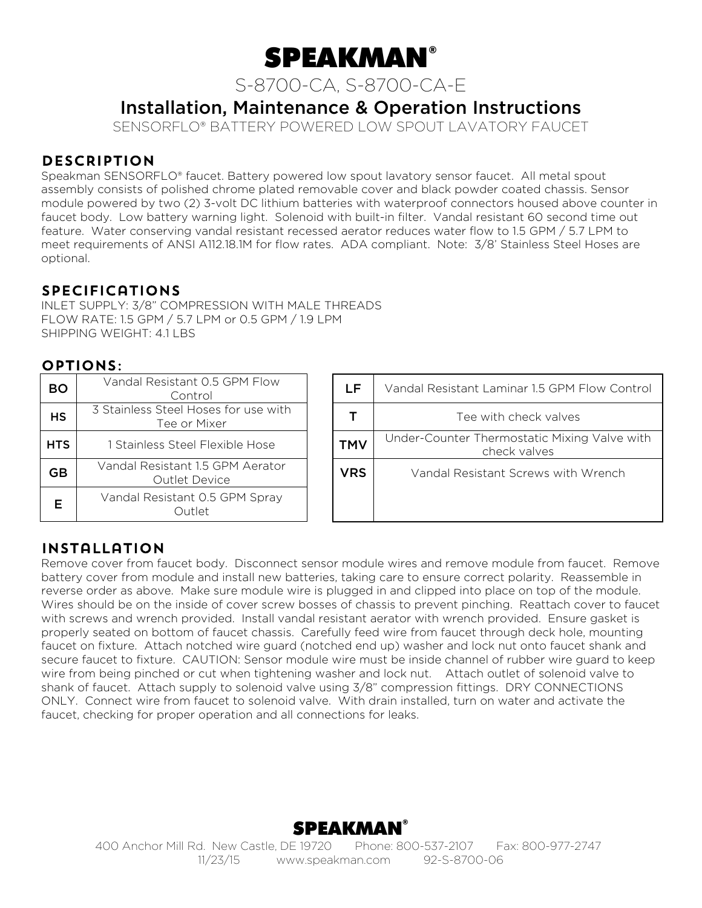# SPEAKMAN®

## S-8700-CA, S-8700-CA-E

## Installation, Maintenance & Operation Instructions

SENSORFLO® BATTERY POWERED LOW SPOUT LAVATORY FAUCET

## DESCRIPTION

Speakman SENSORFLO® faucet. Battery powered low spout lavatory sensor faucet. All metal spout assembly consists of polished chrome plated removable cover and black powder coated chassis. Sensor module powered by two (2) 3-volt DC lithium batteries with waterproof connectors housed above counter in faucet body. Low battery warning light. Solenoid with built-in filter. Vandal resistant 60 second time out feature. Water conserving vandal resistant recessed aerator reduces water flow to 1.5 GPM / 5.7 LPM to meet requirements of ANSI A112.18.1M for flow rates. ADA compliant. Note: 3/8' Stainless Steel Hoses are optional.

## SPECIFICATIONS

INLET SUPPLY: 3/8" COMPRESSION WITH MALE THREADS
FLOW RATE: 1.5 GPM / 5.7 LPM or 0.5 GPM / 1.9 LPM
SHIPPING WEIGHT: 4.1 LBS

## OPTIONS:

| Code | Description |
|---|---|
| **BO** | Vandal Resistant 0.5 GPM Flow Control |
| **HS** | 3 Stainless Steel Hoses for use with Tee or Mixer |
| **HTS** | 1 Stainless Steel Flexible Hose |
| **GB** | Vandal Resistant 1.5 GPM Aerator Outlet Device |
| **E** | Vandal Resistant 0.5 GPM Spray Outlet |

| Code | Description |
|---|---|
| **LF** | Vandal Resistant Laminar 1.5 GPM Flow Control |
| **T** | Tee with check valves |
| **TMV** | Under-Counter Thermostatic Mixing Valve with check valves |
| **VRS** | Vandal Resistant Screws with Wrench |

## INSTALLATION

Remove cover from faucet body. Disconnect sensor module wires and remove module from faucet. Remove battery cover from module and install new batteries, taking care to ensure correct polarity. Reassemble in reverse order as above. Make sure module wire is plugged in and clipped into place on top of the module. Wires should be on the inside of cover screw bosses of chassis to prevent pinching. Reattach cover to faucet with screws and wrench provided. Install vandal resistant aerator with wrench provided. Ensure gasket is properly seated on bottom of faucet chassis. Carefully feed wire from faucet through deck hole, mounting faucet on fixture. Attach notched wire guard (notched end up) washer and lock nut onto faucet shank and secure faucet to fixture. CAUTION: Sensor module wire must be inside channel of rubber wire guard to keep wire from being pinched or cut when tightening washer and lock nut. Attach outlet of solenoid valve to shank of faucet. Attach supply to solenoid valve using 3/8" compression fittings. DRY CONNECTIONS ONLY. Connect wire from faucet to solenoid valve. With drain installed, turn on water and activate the faucet, checking for proper operation and all connections for leaks.

**SPEAKMAN®**

400 Anchor Mill Rd. New Castle, DE 19720 Phone: 800-537-2107 Fax: 800-977-2747
11/23/15 www.speakman.com 92-S-8700-06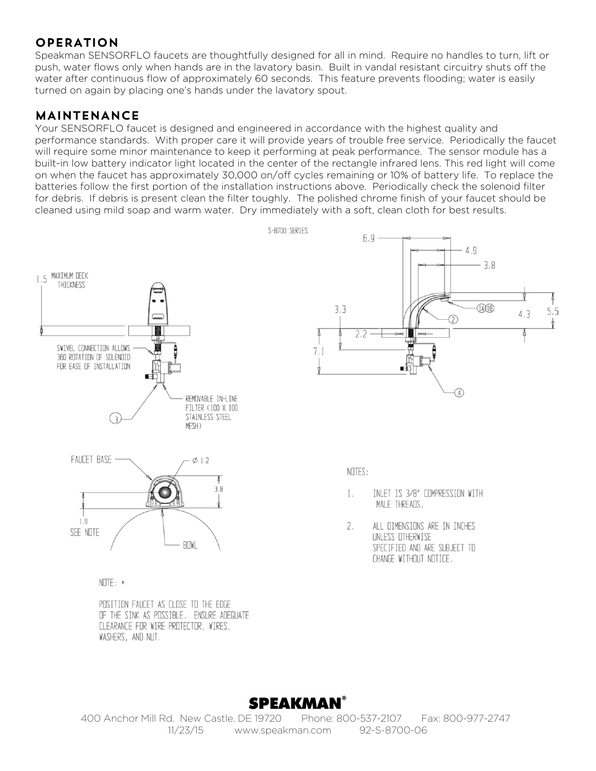## OPERATION

Speakman SENSORFLO faucets are thoughtfully designed for all in mind. Require no handles to turn, lift or push, water flows only when hands are in the lavatory basin. Built in vandal resistant circuitry shuts off the water after continuous flow of approximately 60 seconds. This feature prevents flooding; water is easily turned on again by placing one's hands under the lavatory spout.

## MAINTENANCE

Your SENSORFLO faucet is designed and engineered in accordance with the highest quality and performance standards. With proper care it will provide years of trouble free service. Periodically the faucet will require some minor maintenance to keep it performing at peak performance. The sensor module has a built-in low battery indicator light located in the center of the rectangle infrared lens. This red light will come on when the faucet has approximately 30,000 on/off cycles remaining or 10% of battery life. To replace the batteries follow the first portion of the installation instructions above. Periodically check the solenoid filter for debris. If debris is present clean the filter toughly. The polished chrome finish of your faucet should be cleaned using mild soap and warm water. Dry immediately with a soft, clean cloth for best results.

S-8700 SERIES

1.5 MAXIMUM DECK THICKNESS

SWIVEL CONNECTION ALLOWS 360 ROTATION OF SOLENOID FOR EASE OF INSTALLATION

REMOVABLE IN-LINE FILTER (100 X 100 STAINLESS STEEL MESH)

3

6.9

4.9

3.8

3.3

2.2

7.1

4.3

5.5

1A 1B

2

4

FAUCET BASE

Ø 1.2

3.8

1.9

SEE NOTE

BOWL

NOTE: *

POSITION FAUCET AS CLOSE TO THE EDGE OF THE SINK AS POSSIBLE. ENSURE ADEQUATE CLEARANCE FOR WIRE PROTECTOR, WIRES, WASHERS, AND NUT.

NOTES:

1. INLET IS 3/8" COMPRESSION WITH MALE THREADS.
2. ALL DIMENSIONS ARE IN INCHES UNLESS OTHERWISE SPECIFIED AND ARE SUBJECT TO CHANGE WITHOUT NOTICE.

**SPEAKMAN®**

400 Anchor Mill Rd. New Castle, DE 19720 Phone: 800-537-2107 Fax: 800-977-2747

11/23/15 www.speakman.com 92-S-8700-06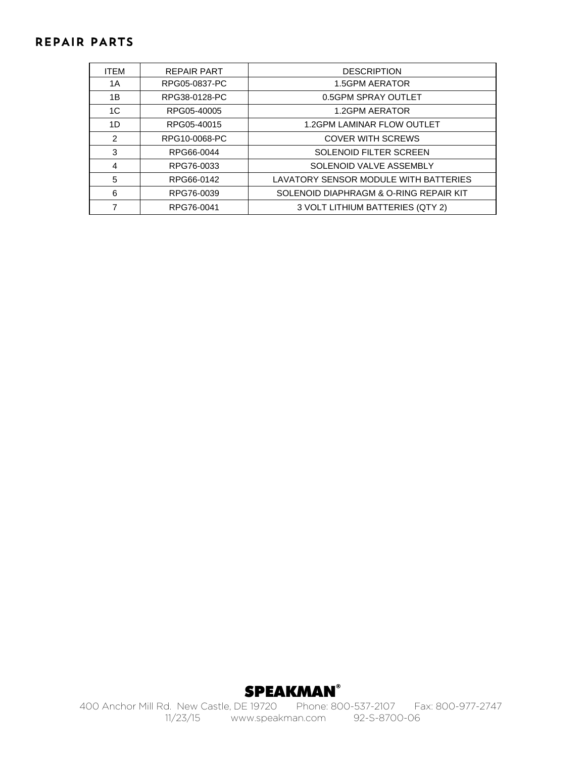## REPAIR PARTS

| ITEM | REPAIR PART | DESCRIPTION |
|---|---|---|
| 1A | RPG05-0837-PC | 1.5GPM AERATOR |
| 1B | RPG38-0128-PC | 0.5GPM SPRAY OUTLET |
| 1C | RPG05-40005 | 1.2GPM AERATOR |
| 1D | RPG05-40015 | 1.2GPM LAMINAR FLOW OUTLET |
| 2 | RPG10-0068-PC | COVER WITH SCREWS |
| 3 | RPG66-0044 | SOLENOID FILTER SCREEN |
| 4 | RPG76-0033 | SOLENOID VALVE ASSEMBLY |
| 5 | RPG66-0142 | LAVATORY SENSOR MODULE WITH BATTERIES |
| 6 | RPG76-0039 | SOLENOID DIAPHRAGM & O-RING REPAIR KIT |
| 7 | RPG76-0041 | 3 VOLT LITHIUM BATTERIES (QTY 2) |

**SPEAKMAN®**

400 Anchor Mill Rd. New Castle, DE 19720 Phone: 800-537-2107 Fax: 800-977-2747
11/23/15 www.speakman.com 92-S-8700-06